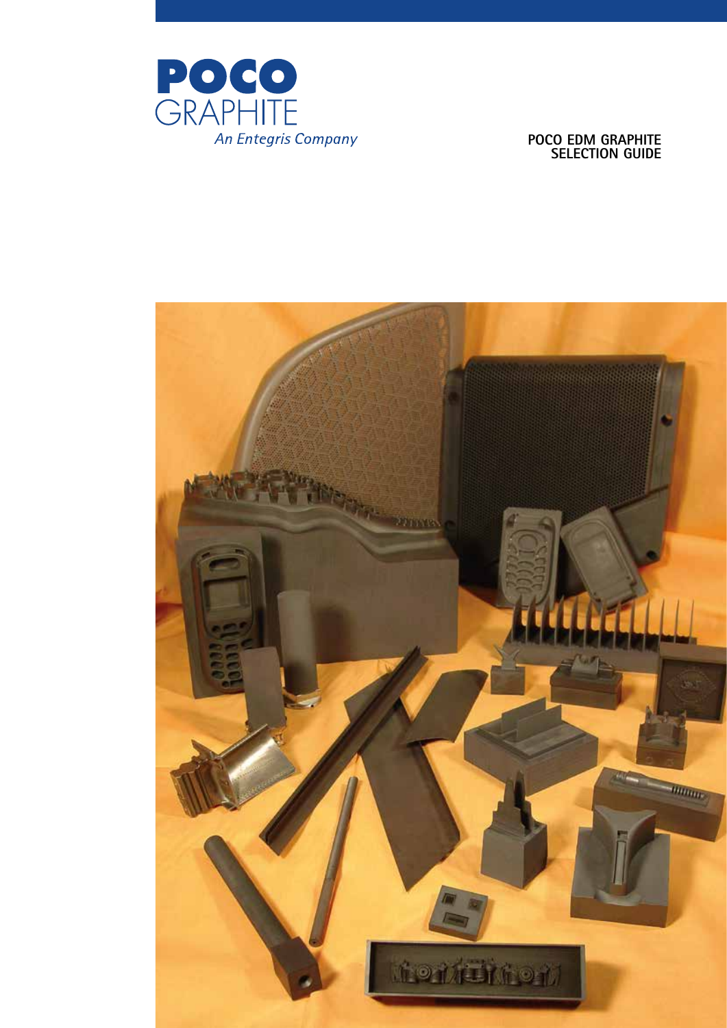POCO
GRAPHITE
*An Entegris Company*

# POCO EDM GRAPHITE SELECTION GUIDE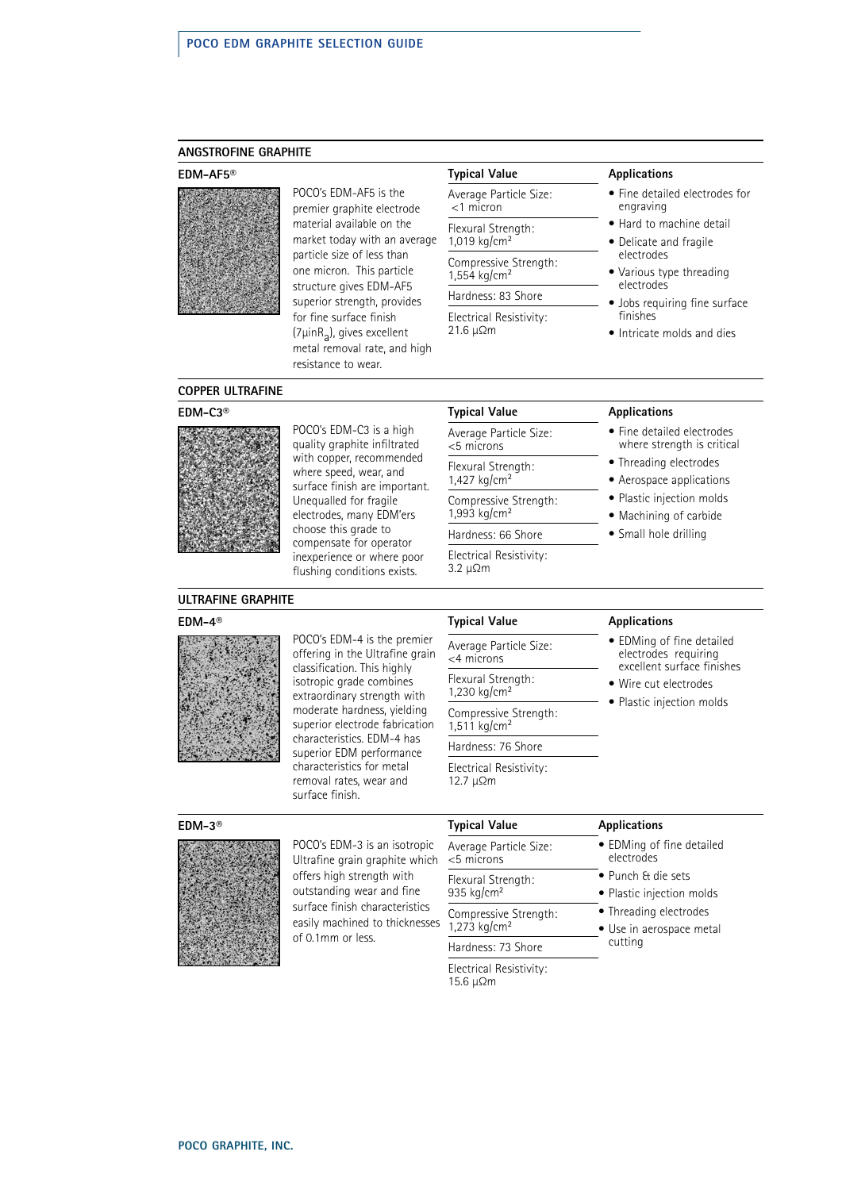## ANGSTROFINE GRAPHITE

### EDM-AF5®

POCO's EDM-AF5 is the premier graphite electrode material available on the market today with an average particle size of less than one micron. This particle structure gives EDM-AF5 superior strength, provides for fine surface finish (7µin$R_a$), gives excellent metal removal rate, and high resistance to wear.

**Typical Value**

- Average Particle Size: <1 micron
- Flexural Strength: 1,019 kg/cm²
- Compressive Strength: 1,554 kg/cm²
- Hardness: 83 Shore
- Electrical Resistivity: 21.6 µΩm

**Applications**

- Fine detailed electrodes for engraving
- Hard to machine detail
- Delicate and fragile electrodes
- Various type threading electrodes
- Jobs requiring fine surface finishes
- Intricate molds and dies

## COPPER ULTRAFINE

### EDM-C3®

POCO's EDM-C3 is a high quality graphite infiltrated with copper, recommended where speed, wear, and surface finish are important. Unequalled for fragile electrodes, many EDM'ers choose this grade to compensate for operator inexperience or where poor flushing conditions exists.

**Typical Value**

- Average Particle Size: <5 microns
- Flexural Strength: 1,427 kg/cm²
- Compressive Strength: 1,993 kg/cm²
- Hardness: 66 Shore
- Electrical Resistivity: 3.2 µΩm

**Applications**

- Fine detailed electrodes where strength is critical
- Threading electrodes
- Aerospace applications
- Plastic injection molds
- Machining of carbide
- Small hole drilling

## ULTRAFINE GRAPHITE

### EDM-4®

POCO's EDM-4 is the premier offering in the Ultrafine grain classification. This highly isotropic grade combines extraordinary strength with moderate hardness, yielding superior electrode fabrication characteristics. EDM-4 has superior EDM performance characteristics for metal removal rates, wear and surface finish.

**Typical Value**

- Average Particle Size: <4 microns
- Flexural Strength: 1,230 kg/cm²
- Compressive Strength: 1,511 kg/cm²
- Hardness: 76 Shore
- Electrical Resistivity: 12.7 µΩm

**Applications**

- EDMing of fine detailed electrodes requiring excellent surface finishes
- Wire cut electrodes
- Plastic injection molds

### EDM-3®

POCO's EDM-3 is an isotropic Ultrafine grain graphite which offers high strength with outstanding wear and fine surface finish characteristics easily machined to thicknesses of 0.1mm or less.

**Typical Value**

- Average Particle Size: <5 microns
- Flexural Strength: 935 kg/cm²
- Compressive Strength: 1,273 kg/cm²
- Hardness: 73 Shore
- Electrical Resistivity: 15.6 µΩm

**Applications**

- EDMing of fine detailed electrodes
- Punch & die sets
- Plastic injection molds
- Threading electrodes
- Use in aerospace metal cutting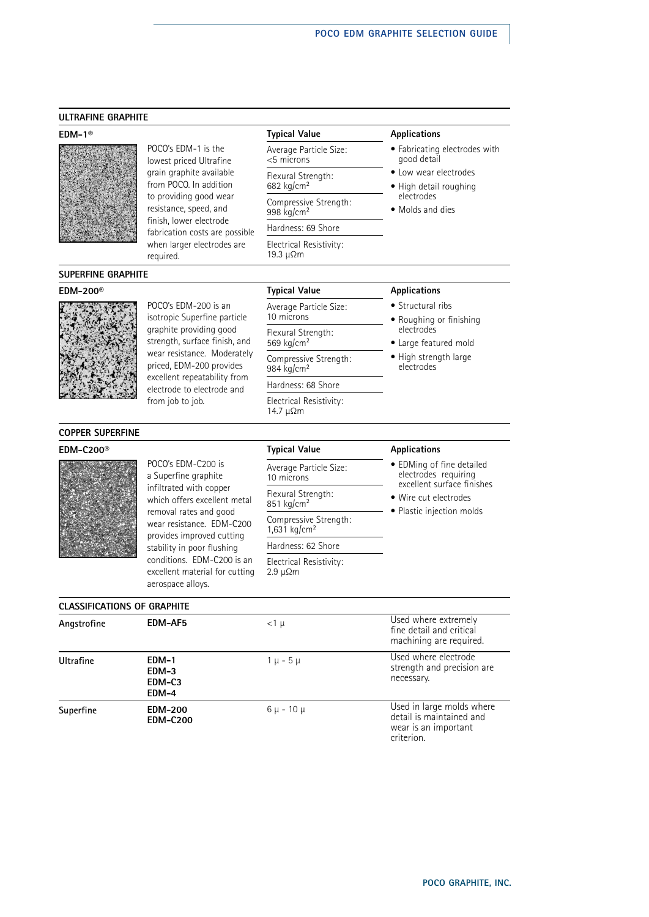## ULTRAFINE GRAPHITE

### EDM-1®

POCO's EDM-1 is the lowest priced Ultrafine grain graphite available from POCO. In addition to providing good wear resistance, speed, and finish, lower electrode fabrication costs are possible when larger electrodes are required.

**Typical Value**

- Average Particle Size: <5 microns
- Flexural Strength: 682 kg/cm$^2$
- Compressive Strength: 998 kg/cm$^2$
- Hardness: 69 Shore
- Electrical Resistivity: 19.3 μΩm

**Applications**

- Fabricating electrodes with good detail
- Low wear electrodes
- High detail roughing electrodes
- Molds and dies

## SUPERFINE GRAPHITE

### EDM-200®

POCO's EDM-200 is an isotropic Superfine particle graphite providing good strength, surface finish, and wear resistance. Moderately priced, EDM-200 provides excellent repeatability from electrode to electrode and from job to job.

**Typical Value**

- Average Particle Size: 10 microns
- Flexural Strength: 569 kg/cm$^2$
- Compressive Strength: 984 kg/cm$^2$
- Hardness: 68 Shore
- Electrical Resistivity: 14.7 μΩm

**Applications**

- Structural ribs
- Roughing or finishing electrodes
- Large featured mold
- High strength large electrodes

## COPPER SUPERFINE

### EDM-C200®

POCO's EDM-C200 is a Superfine graphite infiltrated with copper which offers excellent metal removal rates and good wear resistance. EDM-C200 provides improved cutting stability in poor flushing conditions. EDM-C200 is an excellent material for cutting aerospace alloys.

**Typical Value**

- Average Particle Size: 10 microns
- Flexural Strength: 851 kg/cm$^2$
- Compressive Strength: 1,631 kg/cm$^2$
- Hardness: 62 Shore
- Electrical Resistivity: 2.9 μΩm

**Applications**

- EDMing of fine detailed electrodes requiring excellent surface finishes
- Wire cut electrodes
- Plastic injection molds

## CLASSIFICATIONS OF GRAPHITE

| Classification | Grades | Particle Size | Use |
|---|---|---|---|
| Angstrofine | **EDM-AF5** | <1 μ | Used where extremely fine detail and critical machining are required. |
| Ultrafine | **EDM-1**<br>**EDM-3**<br>**EDM-C3**<br>**EDM-4** | 1 μ - 5 μ | Used where electrode strength and precision are necessary. |
| Superfine | **EDM-200**<br>**EDM-C200** | 6 μ - 10 μ | Used in large molds where detail is maintained and wear is an important criterion. |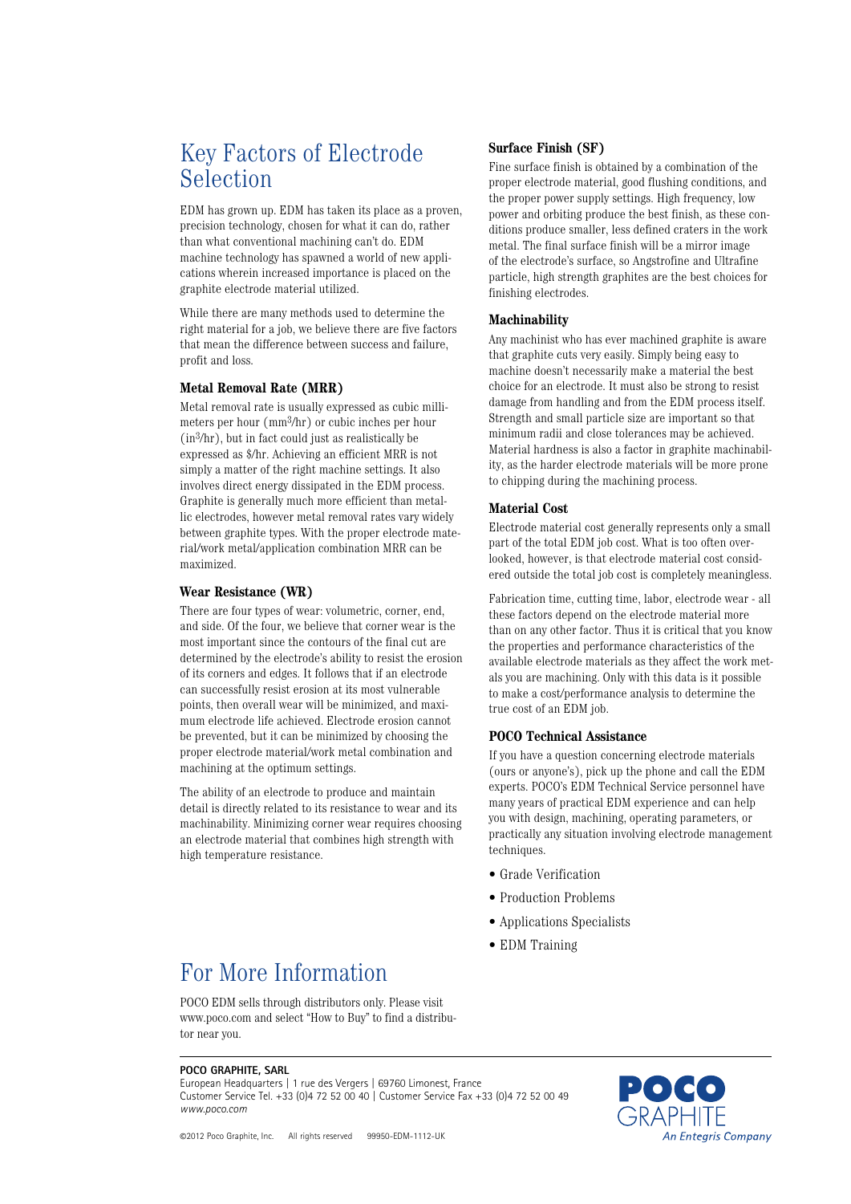## Key Factors of Electrode Selection

EDM has grown up. EDM has taken its place as a proven, precision technology, chosen for what it can do, rather than what conventional machining can't do. EDM machine technology has spawned a world of new applications wherein increased importance is placed on the graphite electrode material utilized.

While there are many methods used to determine the right material for a job, we believe there are five factors that mean the difference between success and failure, profit and loss.

### Metal Removal Rate (MRR)

Metal removal rate is usually expressed as cubic millimeters per hour ($mm^3$/hr) or cubic inches per hour ($in^3$/hr), but in fact could just as realistically be expressed as $/hr. Achieving an efficient MRR is not simply a matter of the right machine settings. It also involves direct energy dissipated in the EDM process. Graphite is generally much more efficient than metallic electrodes, however metal removal rates vary widely between graphite types. With the proper electrode material/work metal/application combination MRR can be maximized.

### Wear Resistance (WR)

There are four types of wear: volumetric, corner, end, and side. Of the four, we believe that corner wear is the most important since the contours of the final cut are determined by the electrode's ability to resist the erosion of its corners and edges. It follows that if an electrode can successfully resist erosion at its most vulnerable points, then overall wear will be minimized, and maximum electrode life achieved. Electrode erosion cannot be prevented, but it can be minimized by choosing the proper electrode material/work metal combination and machining at the optimum settings.

The ability of an electrode to produce and maintain detail is directly related to its resistance to wear and its machinability. Minimizing corner wear requires choosing an electrode material that combines high strength with high temperature resistance.

### Surface Finish (SF)

Fine surface finish is obtained by a combination of the proper electrode material, good flushing conditions, and the proper power supply settings. High frequency, low power and orbiting produce the best finish, as these conditions produce smaller, less defined craters in the work metal. The final surface finish will be a mirror image of the electrode's surface, so Angstrofine and Ultrafine particle, high strength graphites are the best choices for finishing electrodes.

### Machinability

Any machinist who has ever machined graphite is aware that graphite cuts very easily. Simply being easy to machine doesn't necessarily make a material the best choice for an electrode. It must also be strong to resist damage from handling and from the EDM process itself. Strength and small particle size are important so that minimum radii and close tolerances may be achieved. Material hardness is also a factor in graphite machinability, as the harder electrode materials will be more prone to chipping during the machining process.

### Material Cost

Electrode material cost generally represents only a small part of the total EDM job cost. What is too often overlooked, however, is that electrode material cost considered outside the total job cost is completely meaningless.

Fabrication time, cutting time, labor, electrode wear - all these factors depend on the electrode material more than on any other factor. Thus it is critical that you know the properties and performance characteristics of the available electrode materials as they affect the work metals you are machining. Only with this data is it possible to make a cost/performance analysis to determine the true cost of an EDM job.

### POCO Technical Assistance

If you have a question concerning electrode materials (ours or anyone's), pick up the phone and call the EDM experts. POCO's EDM Technical Service personnel have many years of practical EDM experience and can help you with design, machining, operating parameters, or practically any situation involving electrode management techniques.

- Grade Verification
- Production Problems
- Applications Specialists
- EDM Training

## For More Information

POCO EDM sells through distributors only. Please visit www.poco.com and select "How to Buy" to find a distributor near you.

**POCO GRAPHITE, SARL**
European Headquarters | 1 rue des Vergers | 69760 Limonest, France
Customer Service Tel. +33 (0)4 72 52 00 40 | Customer Service Fax +33 (0)4 72 52 00 49
*www.poco.com*

POCO GRAPHITE *An Entegris Company*

©2012 Poco Graphite, Inc. All rights reserved 99950-EDM-1112-UK